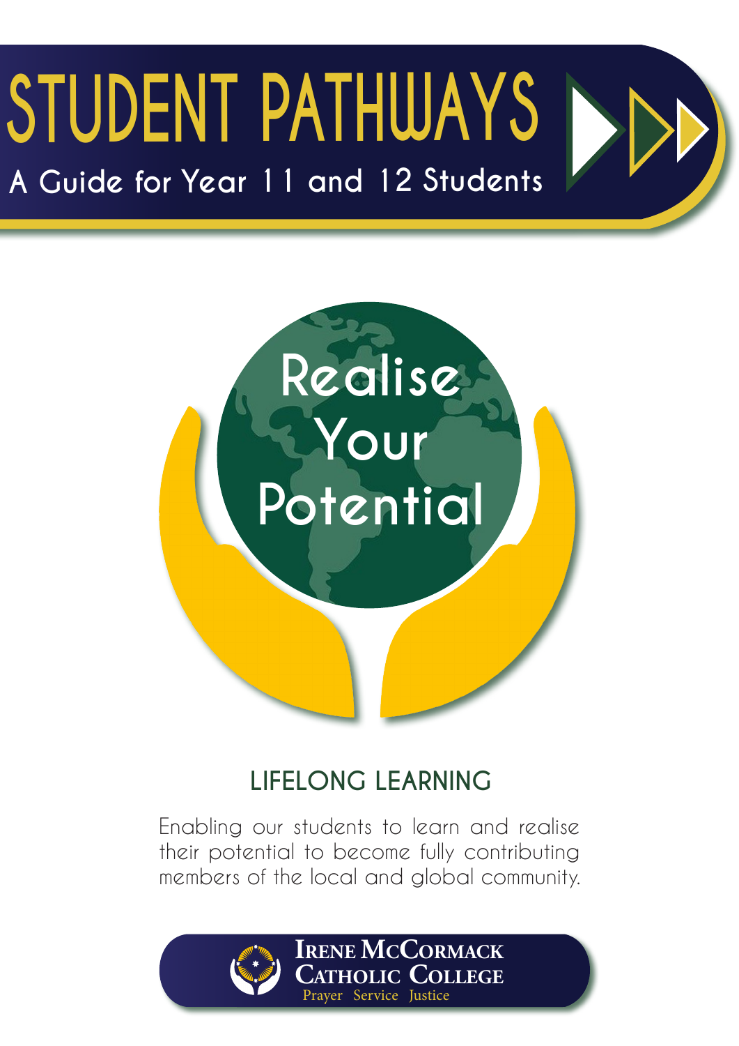# STUDENT PATHWAYS

## A Guide for Year 11 and 12 Students

Realise Your Potential

### LIFELONG LEARNING

Enabling our students to learn and realise their potential to become fully contributing members of the local and global community.

**Irene McCormack Catholic College**

Prayer Service Justice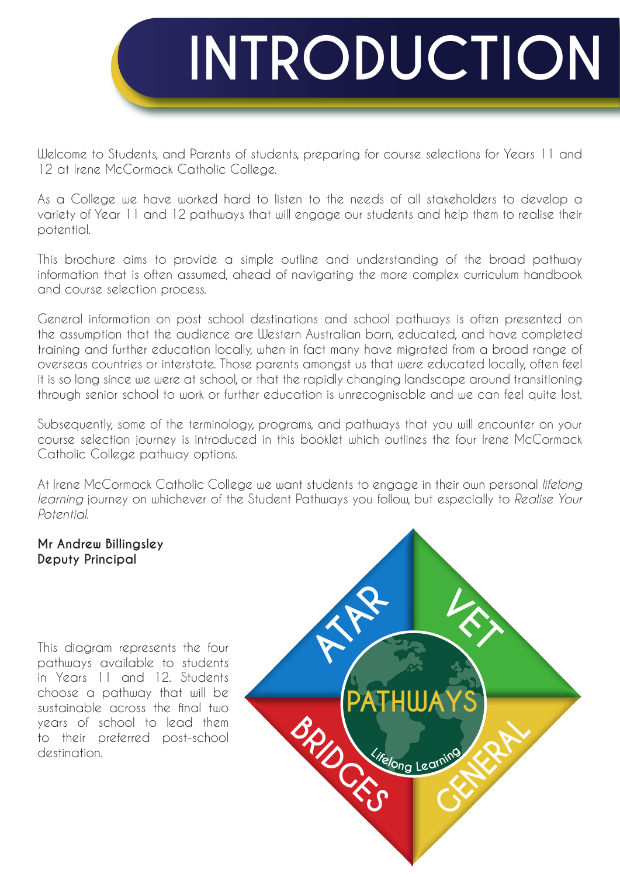# INTRODUCTION

Welcome to Students, and Parents of students, preparing for course selections for Years 11 and 12 at Irene McCormack Catholic College.

As a College we have worked hard to listen to the needs of all stakeholders to develop a variety of Year 11 and 12 pathways that will engage our students and help them to realise their potential.

This brochure aims to provide a simple outline and understanding of the broad pathway information that is often assumed, ahead of navigating the more complex curriculum handbook and course selection process.

General information on post school destinations and school pathways is often presented on the assumption that the audience are Western Australian born, educated, and have completed training and further education locally, when in fact many have migrated from a broad range of overseas countries or interstate. Those parents amongst us that were educated locally, often feel it is so long since we were at school, or that the rapidly changing landscape around transitioning through senior school to work or further education is unrecognisable and we can feel quite lost.

Subsequently, some of the terminology, programs, and pathways that you will encounter on your course selection journey is introduced in this booklet which outlines the four Irene McCormack Catholic College pathway options.

At Irene McCormack Catholic College we want students to engage in their own personal *lifelong learning* journey on whichever of the Student Pathways you follow, but especially to *Realise Your Potential.*

**Mr Andrew Billingsley**
**Deputy Principal**

This diagram represents the four pathways available to students in Years 11 and 12. Students choose a pathway that will be sustainable across the final two years of school to lead them to their preferred post-school destination.

ATAR | VET | BRIDGES | GENERAL

PATHWAYS

Lifelong Learning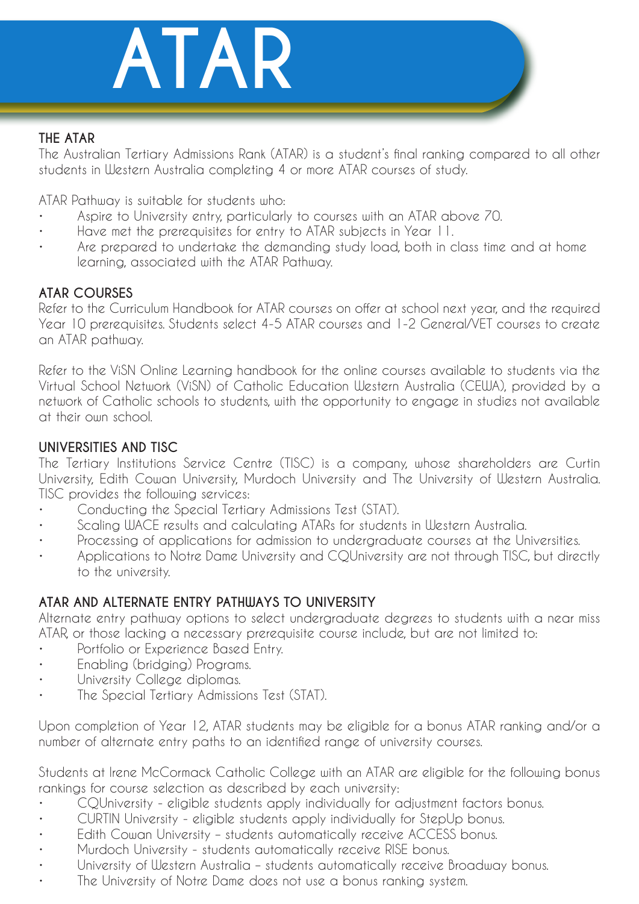# ATAR

## THE ATAR

The Australian Tertiary Admissions Rank (ATAR) is a student's final ranking compared to all other students in Western Australia completing 4 or more ATAR courses of study.

ATAR Pathway is suitable for students who:

- Aspire to University entry, particularly to courses with an ATAR above 70.
- Have met the prerequisites for entry to ATAR subjects in Year 11.
- Are prepared to undertake the demanding study load, both in class time and at home learning, associated with the ATAR Pathway.

## ATAR COURSES

Refer to the Curriculum Handbook for ATAR courses on offer at school next year, and the required Year 10 prerequisites. Students select 4-5 ATAR courses and 1-2 General/VET courses to create an ATAR pathway.

Refer to the ViSN Online Learning handbook for the online courses available to students via the Virtual School Network (ViSN) of Catholic Education Western Australia (CEWA), provided by a network of Catholic schools to students, with the opportunity to engage in studies not available at their own school.

## UNIVERSITIES AND TISC

The Tertiary Institutions Service Centre (TISC) is a company, whose shareholders are Curtin University, Edith Cowan University, Murdoch University and The University of Western Australia. TISC provides the following services:

- Conducting the Special Tertiary Admissions Test (STAT).
- Scaling WACE results and calculating ATARs for students in Western Australia.
- Processing of applications for admission to undergraduate courses at the Universities.
- Applications to Notre Dame University and CQUniversity are not through TISC, but directly to the university.

## ATAR AND ALTERNATE ENTRY PATHWAYS TO UNIVERSITY

Alternate entry pathway options to select undergraduate degrees to students with a near miss ATAR, or those lacking a necessary prerequisite course include, but are not limited to:

- Portfolio or Experience Based Entry.
- Enabling (bridging) Programs.
- University College diplomas.
- The Special Tertiary Admissions Test (STAT).

Upon completion of Year 12, ATAR students may be eligible for a bonus ATAR ranking and/or a number of alternate entry paths to an identified range of university courses.

Students at Irene McCormack Catholic College with an ATAR are eligible for the following bonus rankings for course selection as described by each university:

- CQUniversity - eligible students apply individually for adjustment factors bonus.
- CURTIN University - eligible students apply individually for StepUp bonus.
- Edith Cowan University – students automatically receive ACCESS bonus.
- Murdoch University - students automatically receive RISE bonus.
- University of Western Australia – students automatically receive Broadway bonus.
- The University of Notre Dame does not use a bonus ranking system.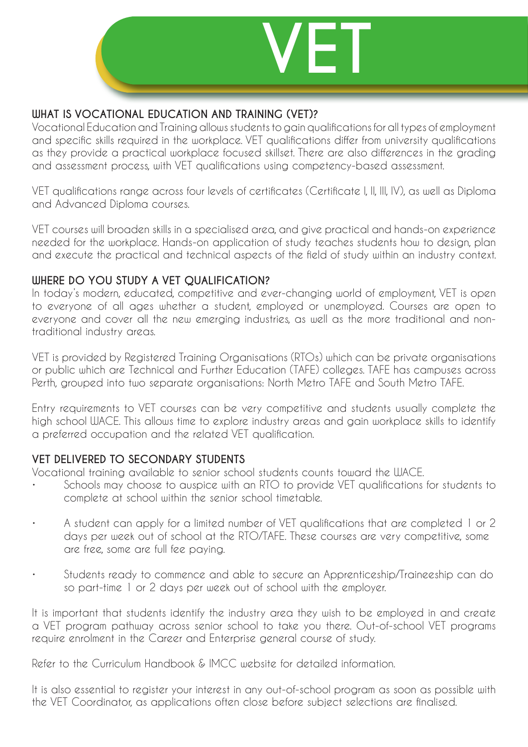# VET

## WHAT IS VOCATIONAL EDUCATION AND TRAINING (VET)?

Vocational Education and Training allows students to gain qualifications for all types of employment and specific skills required in the workplace. VET qualifications differ from university qualifications as they provide a practical workplace focused skillset. There are also differences in the grading and assessment process, with VET qualifications using competency-based assessment.

VET qualifications range across four levels of certificates (Certificate I, II, III, IV), as well as Diploma and Advanced Diploma courses.

VET courses will broaden skills in a specialised area, and give practical and hands-on experience needed for the workplace. Hands-on application of study teaches students how to design, plan and execute the practical and technical aspects of the field of study within an industry context.

## WHERE DO YOU STUDY A VET QUALIFICATION?

In today's modern, educated, competitive and ever-changing world of employment, VET is open to everyone of all ages whether a student, employed or unemployed. Courses are open to everyone and cover all the new emerging industries, as well as the more traditional and non-traditional industry areas.

VET is provided by Registered Training Organisations (RTOs) which can be private organisations or public which are Technical and Further Education (TAFE) colleges. TAFE has campuses across Perth, grouped into two separate organisations: North Metro TAFE and South Metro TAFE.

Entry requirements to VET courses can be very competitive and students usually complete the high school WACE. This allows time to explore industry areas and gain workplace skills to identify a preferred occupation and the related VET qualification.

## VET DELIVERED TO SECONDARY STUDENTS

Vocational training available to senior school students counts toward the WACE.

- Schools may choose to auspice with an RTO to provide VET qualifications for students to complete at school within the senior school timetable.
- A student can apply for a limited number of VET qualifications that are completed 1 or 2 days per week out of school at the RTO/TAFE. These courses are very competitive, some are free, some are full fee paying.
- Students ready to commence and able to secure an Apprenticeship/Traineeship can do so part-time 1 or 2 days per week out of school with the employer.

It is important that students identify the industry area they wish to be employed in and create a VET program pathway across senior school to take you there. Out-of-school VET programs require enrolment in the Career and Enterprise general course of study.

Refer to the Curriculum Handbook & IMCC website for detailed information.

It is also essential to register your interest in any out-of-school program as soon as possible with the VET Coordinator, as applications often close before subject selections are finalised.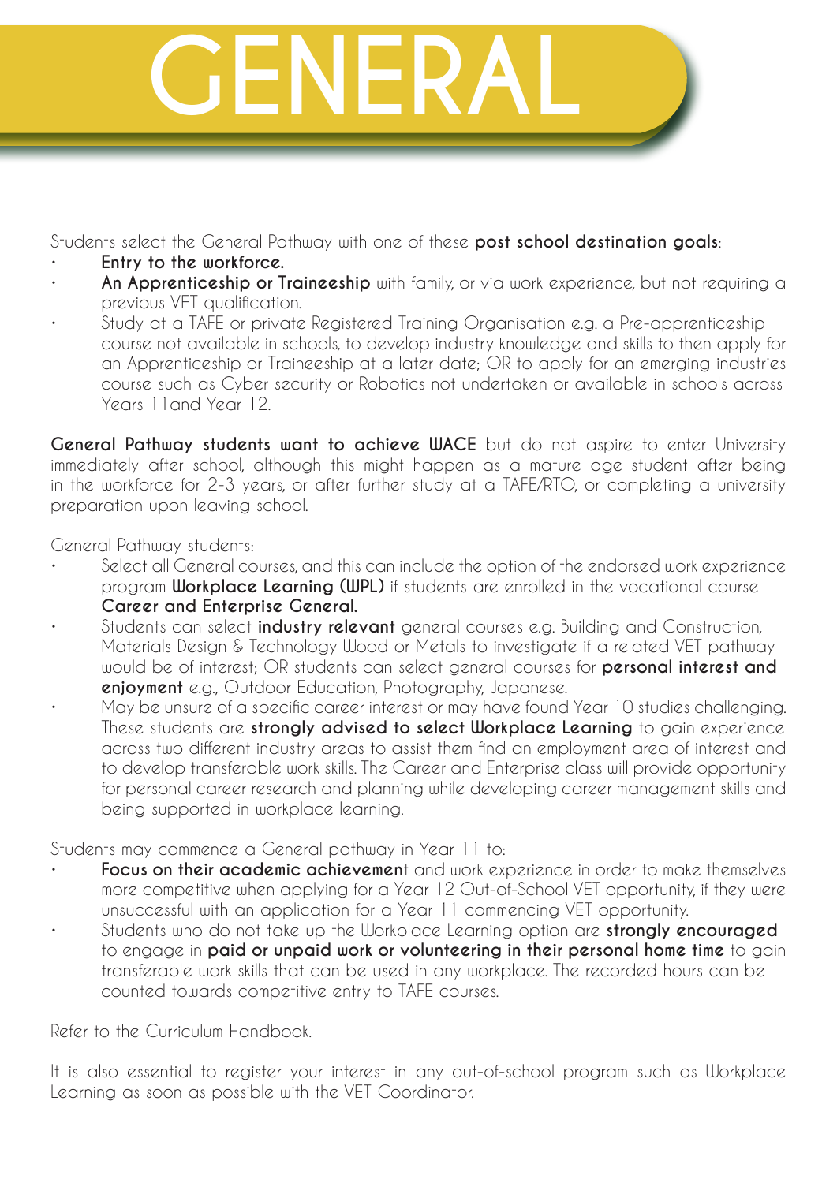# GENERAL

Students select the General Pathway with one of these **post school destination goals**:

- **Entry to the workforce.**
- **An Apprenticeship or Traineeship** with family, or via work experience, but not requiring a previous VET qualification.
- Study at a TAFE or private Registered Training Organisation e.g. a Pre-apprenticeship course not available in schools, to develop industry knowledge and skills to then apply for an Apprenticeship or Traineeship at a later date; OR to apply for an emerging industries course such as Cyber security or Robotics not undertaken or available in schools across Years 11and Year 12.

**General Pathway students want to achieve WACE** but do not aspire to enter University immediately after school, although this might happen as a mature age student after being in the workforce for 2-3 years, or after further study at a TAFE/RTO, or completing a university preparation upon leaving school.

General Pathway students:

- Select all General courses, and this can include the option of the endorsed work experience program **Workplace Learning (WPL)** if students are enrolled in the vocational course **Career and Enterprise General.**
- Students can select **industry relevant** general courses e.g. Building and Construction, Materials Design & Technology Wood or Metals to investigate if a related VET pathway would be of interest; OR students can select general courses for **personal interest and enjoyment** e.g., Outdoor Education, Photography, Japanese.
- May be unsure of a specific career interest or may have found Year 10 studies challenging. These students are **strongly advised to select Workplace Learning** to gain experience across two different industry areas to assist them find an employment area of interest and to develop transferable work skills. The Career and Enterprise class will provide opportunity for personal career research and planning while developing career management skills and being supported in workplace learning.

Students may commence a General pathway in Year 11 to:

- **Focus on their academic achievemen**t and work experience in order to make themselves more competitive when applying for a Year 12 Out-of-School VET opportunity, if they were unsuccessful with an application for a Year 11 commencing VET opportunity.
- Students who do not take up the Workplace Learning option are **strongly encouraged** to engage in **paid or unpaid work or volunteering in their personal home time** to gain transferable work skills that can be used in any workplace. The recorded hours can be counted towards competitive entry to TAFE courses.

Refer to the Curriculum Handbook.

It is also essential to register your interest in any out-of-school program such as Workplace Learning as soon as possible with the VET Coordinator.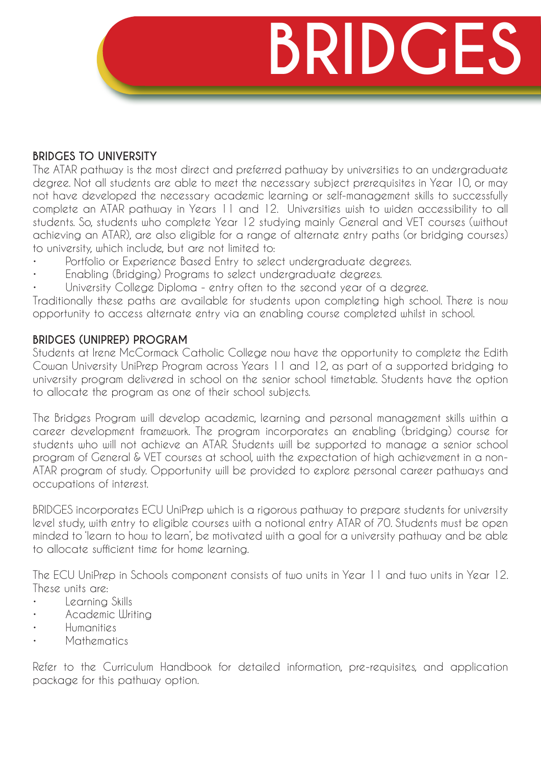# BRIDGES

## BRIDGES TO UNIVERSITY

The ATAR pathway is the most direct and preferred pathway by universities to an undergraduate degree. Not all students are able to meet the necessary subject prerequisites in Year 10, or may not have developed the necessary academic learning or self-management skills to successfully complete an ATAR pathway in Years 11 and 12. Universities wish to widen accessibility to all students. So, students who complete Year 12 studying mainly General and VET courses (without achieving an ATAR), are also eligible for a range of alternate entry paths (or bridging courses) to university, which include, but are not limited to:

- Portfolio or Experience Based Entry to select undergraduate degrees.
- Enabling (Bridging) Programs to select undergraduate degrees.
- University College Diploma - entry often to the second year of a degree.

Traditionally these paths are available for students upon completing high school. There is now opportunity to access alternate entry via an enabling course completed whilst in school.

## BRIDGES (UNIPREP) PROGRAM

Students at Irene McCormack Catholic College now have the opportunity to complete the Edith Cowan University UniPrep Program across Years 11 and 12, as part of a supported bridging to university program delivered in school on the senior school timetable. Students have the option to allocate the program as one of their school subjects.

The Bridges Program will develop academic, learning and personal management skills within a career development framework. The program incorporates an enabling (bridging) course for students who will not achieve an ATAR. Students will be supported to manage a senior school program of General & VET courses at school, with the expectation of high achievement in a non-ATAR program of study. Opportunity will be provided to explore personal career pathways and occupations of interest.

BRIDGES incorporates ECU UniPrep which is a rigorous pathway to prepare students for university level study, with entry to eligible courses with a notional entry ATAR of 70. Students must be open minded to 'learn to how to learn', be motivated with a goal for a university pathway and be able to allocate sufficient time for home learning.

The ECU UniPrep in Schools component consists of two units in Year 11 and two units in Year 12. These units are:

- Learning Skills
- Academic Writing
- Humanities
- Mathematics

Refer to the Curriculum Handbook for detailed information, pre-requisites, and application package for this pathway option.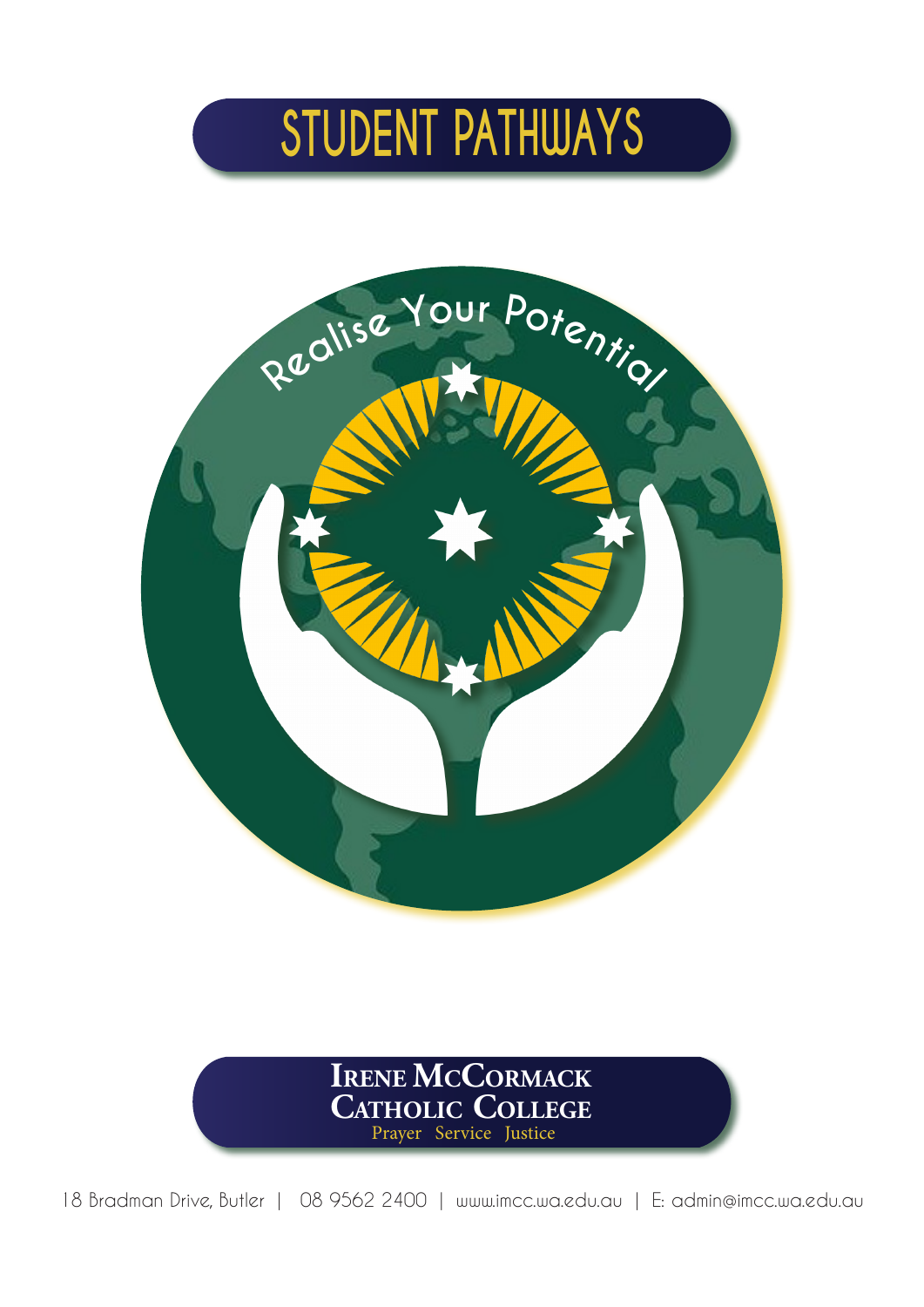# STUDENT PATHWAYS

Realise Your Potential

**IRENE McCORMACK CATHOLIC COLLEGE**

Prayer Service Justice

18 Bradman Drive, Butler | 08 9562 2400 | www.imcc.wa.edu.au | E: admin@imcc.wa.edu.au